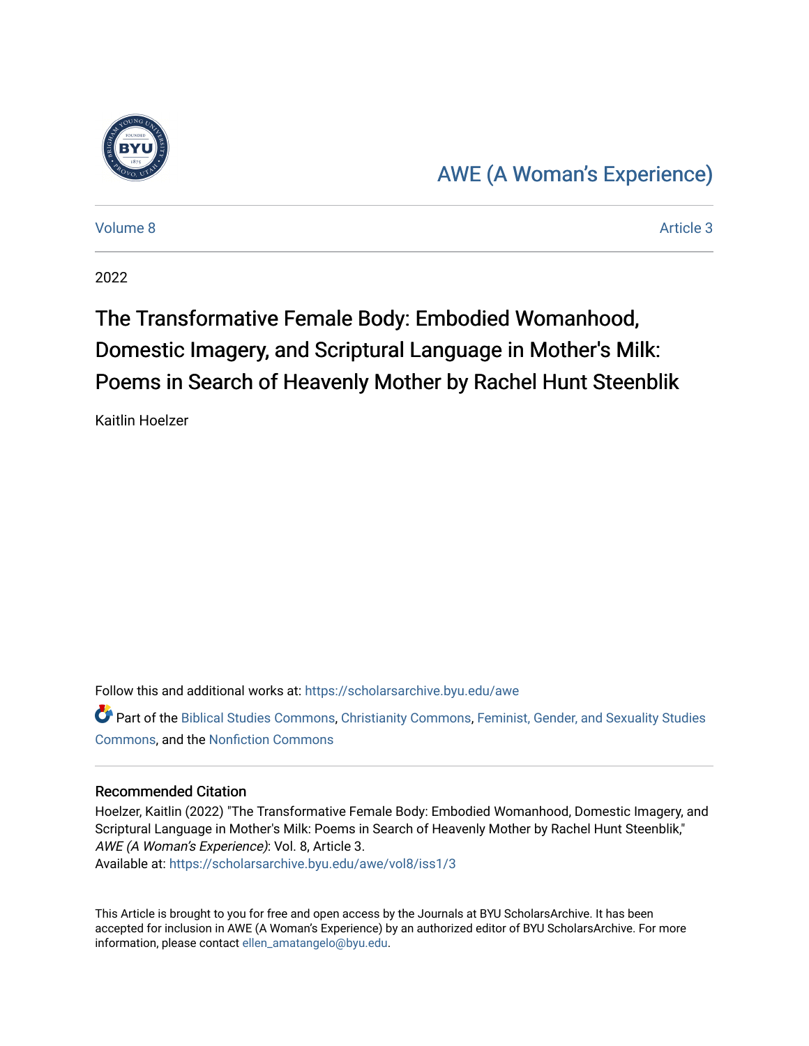AWE (A Woman's Experience)

Volume 8 | Article 3

2022

# The Transformative Female Body: Embodied Womanhood, Domestic Imagery, and Scriptural Language in Mother's Milk: Poems in Search of Heavenly Mother by Rachel Hunt Steenblik

Kaitlin Hoelzer

Follow this and additional works at: https://scholarsarchive.byu.edu/awe

Part of the Biblical Studies Commons, Christianity Commons, Feminist, Gender, and Sexuality Studies Commons, and the Nonfiction Commons

## Recommended Citation

Hoelzer, Kaitlin (2022) "The Transformative Female Body: Embodied Womanhood, Domestic Imagery, and Scriptural Language in Mother's Milk: Poems in Search of Heavenly Mother by Rachel Hunt Steenblik," *AWE (A Woman's Experience)*: Vol. 8, Article 3.
Available at: https://scholarsarchive.byu.edu/awe/vol8/iss1/3

This Article is brought to you for free and open access by the Journals at BYU ScholarsArchive. It has been accepted for inclusion in AWE (A Woman's Experience) by an authorized editor of BYU ScholarsArchive. For more information, please contact ellen_amatangelo@byu.edu.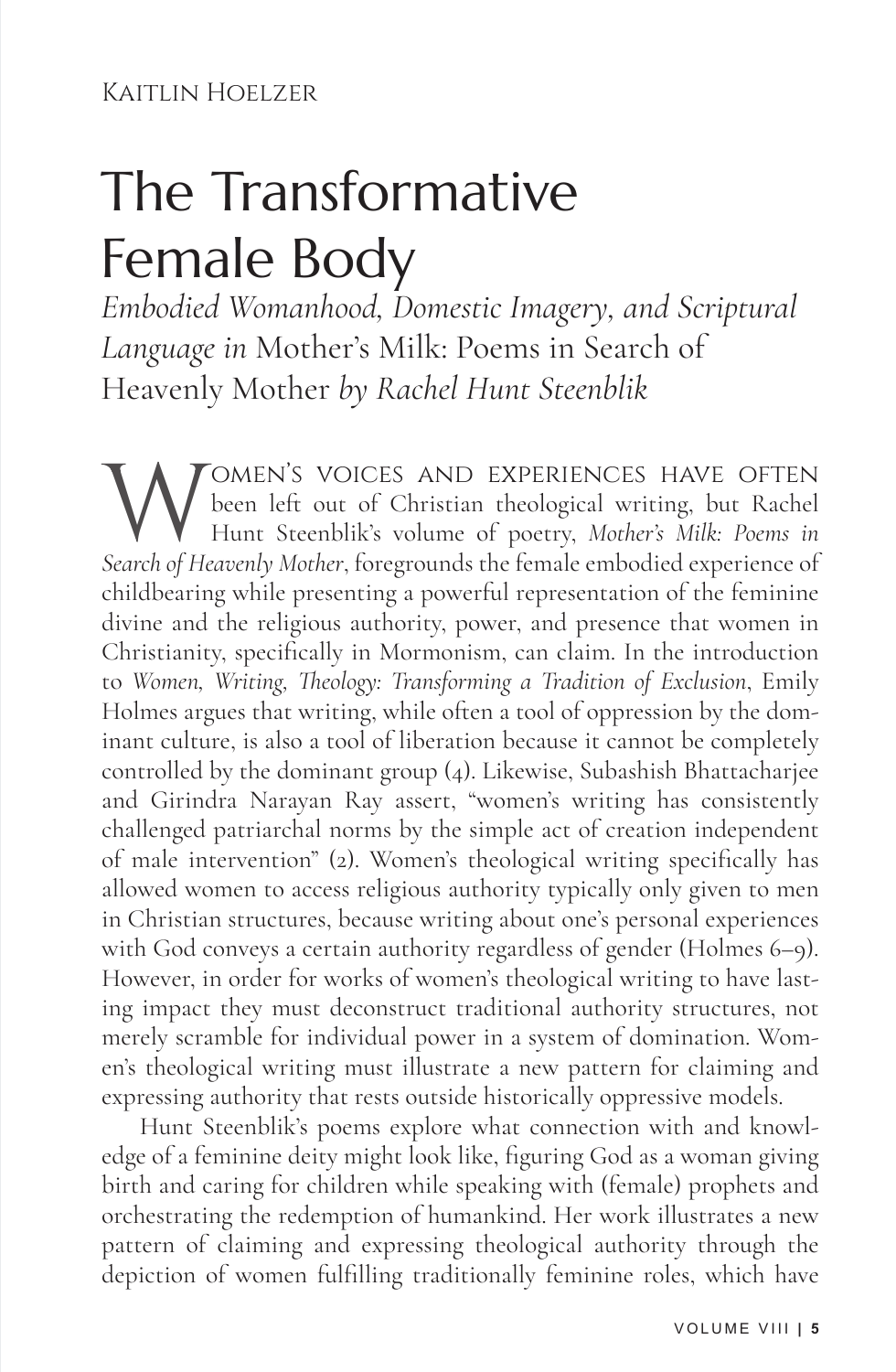Kaitlin Hoelzer

# The Transformative Female Body

*Embodied Womanhood, Domestic Imagery, and Scriptural Language in* Mother's Milk: Poems in Search of Heavenly Mother *by Rachel Hunt Steenblik*

Women's voices and experiences have often been left out of Christian theological writing, but Rachel Hunt Steenblik's volume of poetry, *Mother's Milk: Poems in Search of Heavenly Mother*, foregrounds the female embodied experience of childbearing while presenting a powerful representation of the feminine divine and the religious authority, power, and presence that women in Christianity, specifically in Mormonism, can claim. In the introduction to *Women, Writing, Theology: Transforming a Tradition of Exclusion*, Emily Holmes argues that writing, while often a tool of oppression by the dominant culture, is also a tool of liberation because it cannot be completely controlled by the dominant group (4). Likewise, Subashish Bhattacharjee and Girindra Narayan Ray assert, "women's writing has consistently challenged patriarchal norms by the simple act of creation independent of male intervention" (2). Women's theological writing specifically has allowed women to access religious authority typically only given to men in Christian structures, because writing about one's personal experiences with God conveys a certain authority regardless of gender (Holmes 6–9). However, in order for works of women's theological writing to have lasting impact they must deconstruct traditional authority structures, not merely scramble for individual power in a system of domination. Women's theological writing must illustrate a new pattern for claiming and expressing authority that rests outside historically oppressive models.

Hunt Steenblik's poems explore what connection with and knowledge of a feminine deity might look like, figuring God as a woman giving birth and caring for children while speaking with (female) prophets and orchestrating the redemption of humankind. Her work illustrates a new pattern of claiming and expressing theological authority through the depiction of women fulfilling traditionally feminine roles, which have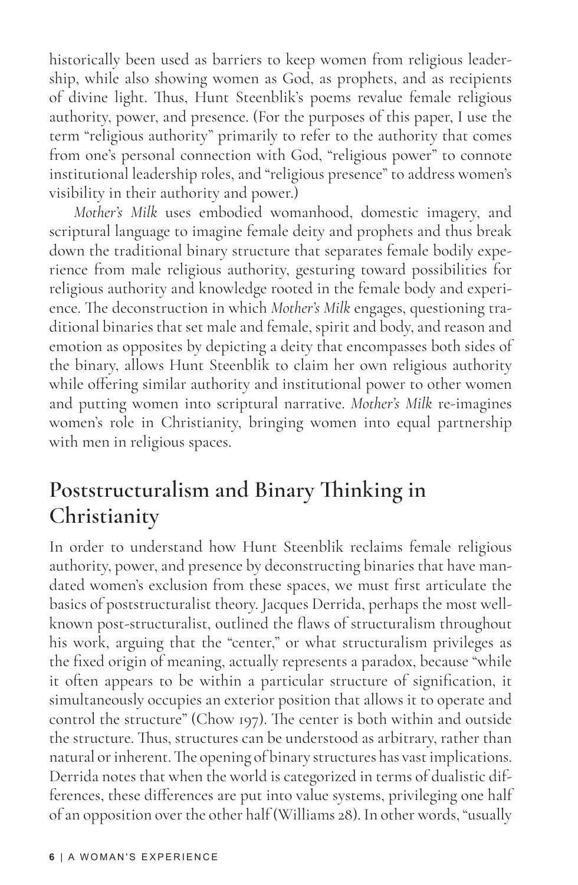historically been used as barriers to keep women from religious leadership, while also showing women as God, as prophets, and as recipients of divine light. Thus, Hunt Steenblik's poems revalue female religious authority, power, and presence. (For the purposes of this paper, I use the term "religious authority" primarily to refer to the authority that comes from one's personal connection with God, "religious power" to connote institutional leadership roles, and "religious presence" to address women's visibility in their authority and power.)

*Mother's Milk* uses embodied womanhood, domestic imagery, and scriptural language to imagine female deity and prophets and thus break down the traditional binary structure that separates female bodily experience from male religious authority, gesturing toward possibilities for religious authority and knowledge rooted in the female body and experience. The deconstruction in which *Mother's Milk* engages, questioning traditional binaries that set male and female, spirit and body, and reason and emotion as opposites by depicting a deity that encompasses both sides of the binary, allows Hunt Steenblik to claim her own religious authority while offering similar authority and institutional power to other women and putting women into scriptural narrative. *Mother's Milk* re-imagines women's role in Christianity, bringing women into equal partnership with men in religious spaces.

## Poststructuralism and Binary Thinking in Christianity

In order to understand how Hunt Steenblik reclaims female religious authority, power, and presence by deconstructing binaries that have mandated women's exclusion from these spaces, we must first articulate the basics of poststructuralist theory. Jacques Derrida, perhaps the most well-known post-structuralist, outlined the flaws of structuralism throughout his work, arguing that the "center," or what structuralism privileges as the fixed origin of meaning, actually represents a paradox, because "while it often appears to be within a particular structure of signification, it simultaneously occupies an exterior position that allows it to operate and control the structure" (Chow 197). The center is both within and outside the structure. Thus, structures can be understood as arbitrary, rather than natural or inherent. The opening of binary structures has vast implications. Derrida notes that when the world is categorized in terms of dualistic differences, these differences are put into value systems, privileging one half of an opposition over the other half (Williams 28). In other words, "usually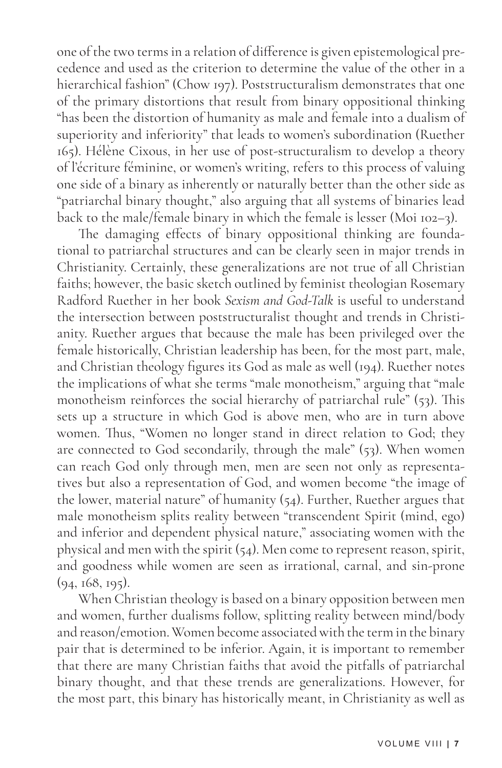one of the two terms in a relation of difference is given epistemological precedence and used as the criterion to determine the value of the other in a hierarchical fashion" (Chow 197). Poststructuralism demonstrates that one of the primary distortions that result from binary oppositional thinking "has been the distortion of humanity as male and female into a dualism of superiority and inferiority" that leads to women's subordination (Ruether 165). Hélène Cixous, in her use of post-structuralism to develop a theory of l'écriture féminine, or women's writing, refers to this process of valuing one side of a binary as inherently or naturally better than the other side as "patriarchal binary thought," also arguing that all systems of binaries lead back to the male/female binary in which the female is lesser (Moi 102–3).

The damaging effects of binary oppositional thinking are foundational to patriarchal structures and can be clearly seen in major trends in Christianity. Certainly, these generalizations are not true of all Christian faiths; however, the basic sketch outlined by feminist theologian Rosemary Radford Ruether in her book *Sexism and God-Talk* is useful to understand the intersection between poststructuralist thought and trends in Christianity. Ruether argues that because the male has been privileged over the female historically, Christian leadership has been, for the most part, male, and Christian theology figures its God as male as well (194). Ruether notes the implications of what she terms "male monotheism," arguing that "male monotheism reinforces the social hierarchy of patriarchal rule" (53). This sets up a structure in which God is above men, who are in turn above women. Thus, "Women no longer stand in direct relation to God; they are connected to God secondarily, through the male" (53). When women can reach God only through men, men are seen not only as representatives but also a representation of God, and women become "the image of the lower, material nature" of humanity (54). Further, Ruether argues that male monotheism splits reality between "transcendent Spirit (mind, ego) and inferior and dependent physical nature," associating women with the physical and men with the spirit (54). Men come to represent reason, spirit, and goodness while women are seen as irrational, carnal, and sin-prone (94, 168, 195).

When Christian theology is based on a binary opposition between men and women, further dualisms follow, splitting reality between mind/body and reason/emotion. Women become associated with the term in the binary pair that is determined to be inferior. Again, it is important to remember that there are many Christian faiths that avoid the pitfalls of patriarchal binary thought, and that these trends are generalizations. However, for the most part, this binary has historically meant, in Christianity as well as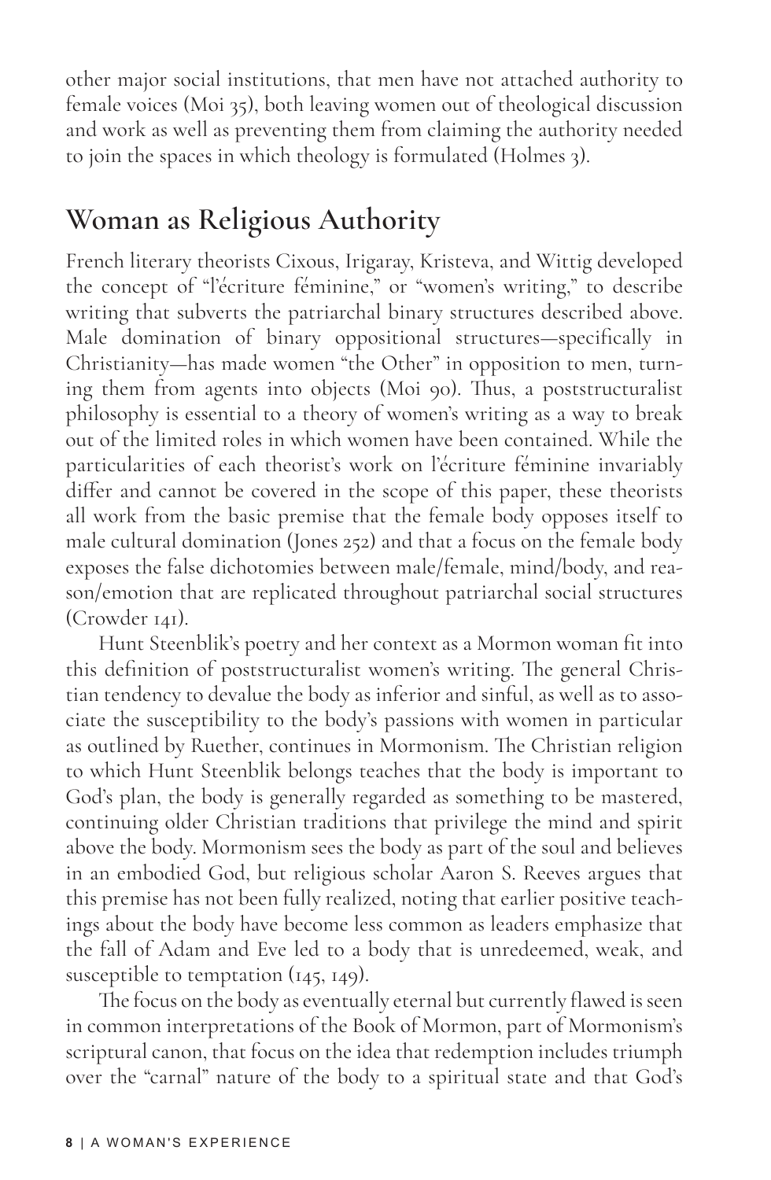other major social institutions, that men have not attached authority to female voices (Moi 35), both leaving women out of theological discussion and work as well as preventing them from claiming the authority needed to join the spaces in which theology is formulated (Holmes 3).

## Woman as Religious Authority

French literary theorists Cixous, Irigaray, Kristeva, and Wittig developed the concept of "l'écriture féminine," or "women's writing," to describe writing that subverts the patriarchal binary structures described above. Male domination of binary oppositional structures—specifically in Christianity—has made women "the Other" in opposition to men, turning them from agents into objects (Moi 90). Thus, a poststructuralist philosophy is essential to a theory of women's writing as a way to break out of the limited roles in which women have been contained. While the particularities of each theorist's work on l'écriture féminine invariably differ and cannot be covered in the scope of this paper, these theorists all work from the basic premise that the female body opposes itself to male cultural domination (Jones 252) and that a focus on the female body exposes the false dichotomies between male/female, mind/body, and reason/emotion that are replicated throughout patriarchal social structures (Crowder 141).

Hunt Steenblik's poetry and her context as a Mormon woman fit into this definition of poststructuralist women's writing. The general Christian tendency to devalue the body as inferior and sinful, as well as to associate the susceptibility to the body's passions with women in particular as outlined by Ruether, continues in Mormonism. The Christian religion to which Hunt Steenblik belongs teaches that the body is important to God's plan, the body is generally regarded as something to be mastered, continuing older Christian traditions that privilege the mind and spirit above the body. Mormonism sees the body as part of the soul and believes in an embodied God, but religious scholar Aaron S. Reeves argues that this premise has not been fully realized, noting that earlier positive teachings about the body have become less common as leaders emphasize that the fall of Adam and Eve led to a body that is unredeemed, weak, and susceptible to temptation (145, 149).

The focus on the body as eventually eternal but currently flawed is seen in common interpretations of the Book of Mormon, part of Mormonism's scriptural canon, that focus on the idea that redemption includes triumph over the "carnal" nature of the body to a spiritual state and that God's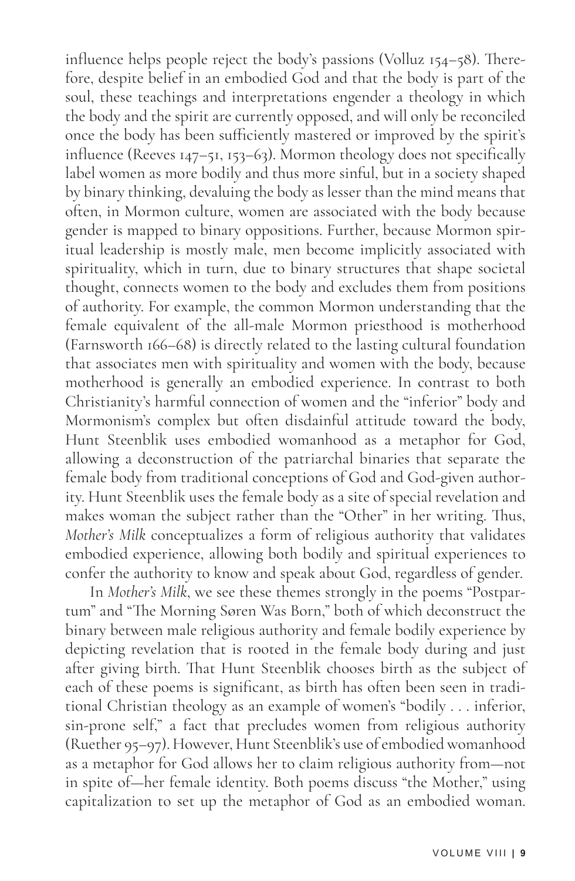influence helps people reject the body's passions (Volluz 154–58). Therefore, despite belief in an embodied God and that the body is part of the soul, these teachings and interpretations engender a theology in which the body and the spirit are currently opposed, and will only be reconciled once the body has been sufficiently mastered or improved by the spirit's influence (Reeves 147–51, 153–63). Mormon theology does not specifically label women as more bodily and thus more sinful, but in a society shaped by binary thinking, devaluing the body as lesser than the mind means that often, in Mormon culture, women are associated with the body because gender is mapped to binary oppositions. Further, because Mormon spiritual leadership is mostly male, men become implicitly associated with spirituality, which in turn, due to binary structures that shape societal thought, connects women to the body and excludes them from positions of authority. For example, the common Mormon understanding that the female equivalent of the all-male Mormon priesthood is motherhood (Farnsworth 166–68) is directly related to the lasting cultural foundation that associates men with spirituality and women with the body, because motherhood is generally an embodied experience. In contrast to both Christianity's harmful connection of women and the "inferior" body and Mormonism's complex but often disdainful attitude toward the body, Hunt Steenblik uses embodied womanhood as a metaphor for God, allowing a deconstruction of the patriarchal binaries that separate the female body from traditional conceptions of God and God-given authority. Hunt Steenblik uses the female body as a site of special revelation and makes woman the subject rather than the "Other" in her writing. Thus, *Mother's Milk* conceptualizes a form of religious authority that validates embodied experience, allowing both bodily and spiritual experiences to confer the authority to know and speak about God, regardless of gender.

In *Mother's Milk*, we see these themes strongly in the poems "Postpartum" and "The Morning Søren Was Born," both of which deconstruct the binary between male religious authority and female bodily experience by depicting revelation that is rooted in the female body during and just after giving birth. That Hunt Steenblik chooses birth as the subject of each of these poems is significant, as birth has often been seen in traditional Christian theology as an example of women's "bodily . . . inferior, sin-prone self," a fact that precludes women from religious authority (Ruether 95–97). However, Hunt Steenblik's use of embodied womanhood as a metaphor for God allows her to claim religious authority from—not in spite of—her female identity. Both poems discuss "the Mother," using capitalization to set up the metaphor of God as an embodied woman.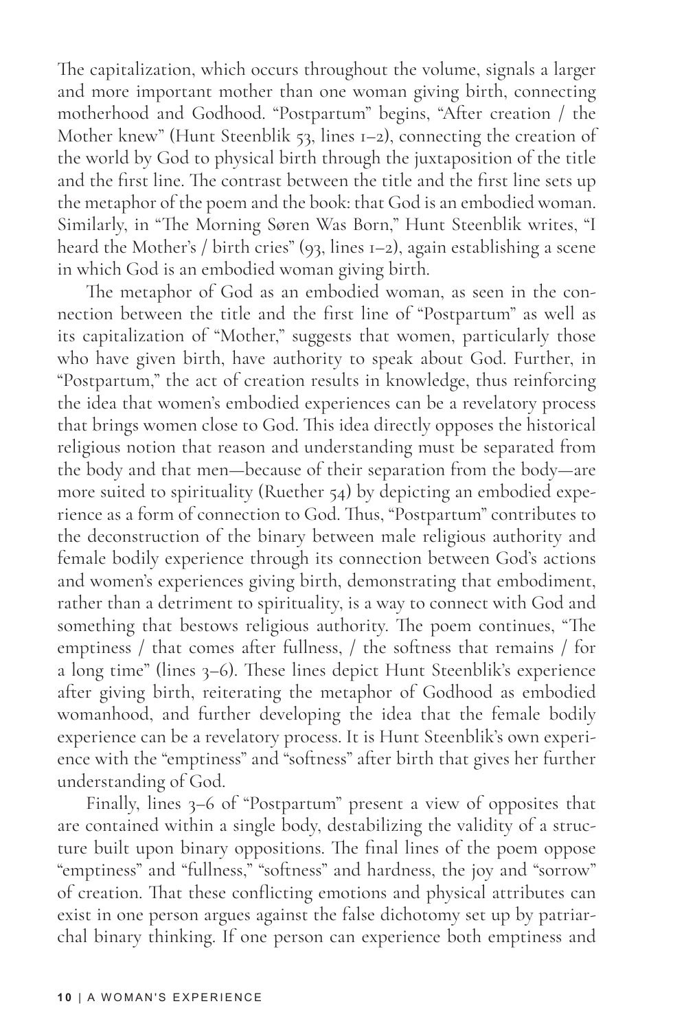The capitalization, which occurs throughout the volume, signals a larger and more important mother than one woman giving birth, connecting motherhood and Godhood. "Postpartum" begins, "After creation / the Mother knew" (Hunt Steenblik 53, lines 1–2), connecting the creation of the world by God to physical birth through the juxtaposition of the title and the first line. The contrast between the title and the first line sets up the metaphor of the poem and the book: that God is an embodied woman. Similarly, in "The Morning Søren Was Born," Hunt Steenblik writes, "I heard the Mother's / birth cries" (93, lines 1–2), again establishing a scene in which God is an embodied woman giving birth.

The metaphor of God as an embodied woman, as seen in the connection between the title and the first line of "Postpartum" as well as its capitalization of "Mother," suggests that women, particularly those who have given birth, have authority to speak about God. Further, in "Postpartum," the act of creation results in knowledge, thus reinforcing the idea that women's embodied experiences can be a revelatory process that brings women close to God. This idea directly opposes the historical religious notion that reason and understanding must be separated from the body and that men—because of their separation from the body—are more suited to spirituality (Ruether 54) by depicting an embodied experience as a form of connection to God. Thus, "Postpartum" contributes to the deconstruction of the binary between male religious authority and female bodily experience through its connection between God's actions and women's experiences giving birth, demonstrating that embodiment, rather than a detriment to spirituality, is a way to connect with God and something that bestows religious authority. The poem continues, "The emptiness / that comes after fullness, / the softness that remains / for a long time" (lines 3–6). These lines depict Hunt Steenblik's experience after giving birth, reiterating the metaphor of Godhood as embodied womanhood, and further developing the idea that the female bodily experience can be a revelatory process. It is Hunt Steenblik's own experience with the "emptiness" and "softness" after birth that gives her further understanding of God.

Finally, lines 3–6 of "Postpartum" present a view of opposites that are contained within a single body, destabilizing the validity of a structure built upon binary oppositions. The final lines of the poem oppose "emptiness" and "fullness," "softness" and hardness, the joy and "sorrow" of creation. That these conflicting emotions and physical attributes can exist in one person argues against the false dichotomy set up by patriarchal binary thinking. If one person can experience both emptiness and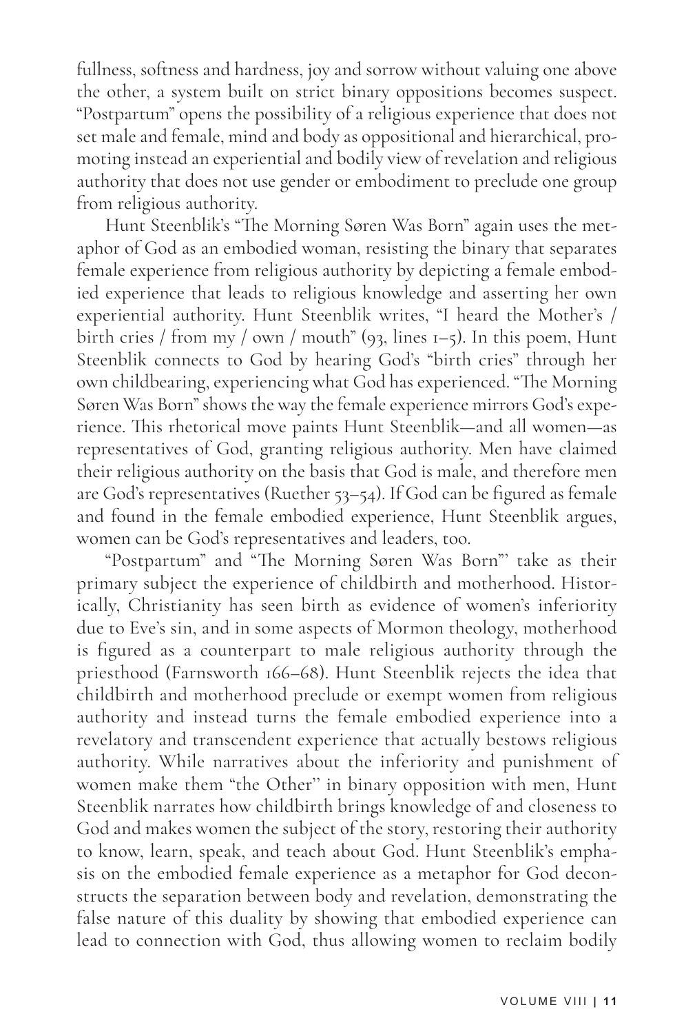fullness, softness and hardness, joy and sorrow without valuing one above the other, a system built on strict binary oppositions becomes suspect. "Postpartum" opens the possibility of a religious experience that does not set male and female, mind and body as oppositional and hierarchical, promoting instead an experiential and bodily view of revelation and religious authority that does not use gender or embodiment to preclude one group from religious authority.

Hunt Steenblik's "The Morning Søren Was Born" again uses the metaphor of God as an embodied woman, resisting the binary that separates female experience from religious authority by depicting a female embodied experience that leads to religious knowledge and asserting her own experiential authority. Hunt Steenblik writes, "I heard the Mother's / birth cries / from my / own / mouth" (93, lines 1–5). In this poem, Hunt Steenblik connects to God by hearing God's "birth cries" through her own childbearing, experiencing what God has experienced. "The Morning Søren Was Born" shows the way the female experience mirrors God's experience. This rhetorical move paints Hunt Steenblik—and all women—as representatives of God, granting religious authority. Men have claimed their religious authority on the basis that God is male, and therefore men are God's representatives (Ruether 53–54). If God can be figured as female and found in the female embodied experience, Hunt Steenblik argues, women can be God's representatives and leaders, too.

"Postpartum" and "The Morning Søren Was Born"' take as their primary subject the experience of childbirth and motherhood. Historically, Christianity has seen birth as evidence of women's inferiority due to Eve's sin, and in some aspects of Mormon theology, motherhood is figured as a counterpart to male religious authority through the priesthood (Farnsworth 166–68). Hunt Steenblik rejects the idea that childbirth and motherhood preclude or exempt women from religious authority and instead turns the female embodied experience into a revelatory and transcendent experience that actually bestows religious authority. While narratives about the inferiority and punishment of women make them "the Other" in binary opposition with men, Hunt Steenblik narrates how childbirth brings knowledge of and closeness to God and makes women the subject of the story, restoring their authority to know, learn, speak, and teach about God. Hunt Steenblik's emphasis on the embodied female experience as a metaphor for God deconstructs the separation between body and revelation, demonstrating the false nature of this duality by showing that embodied experience can lead to connection with God, thus allowing women to reclaim bodily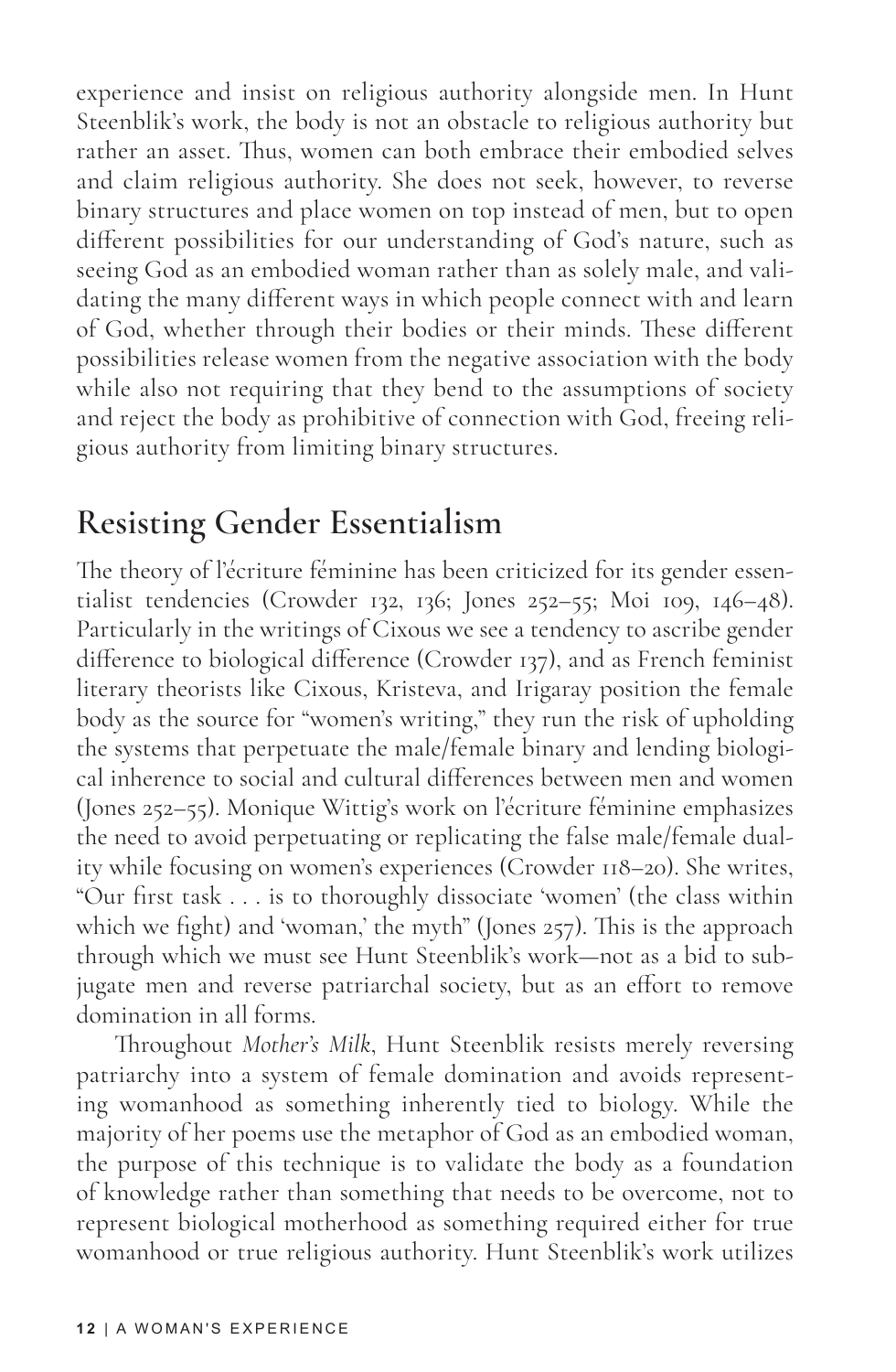experience and insist on religious authority alongside men. In Hunt Steenblik's work, the body is not an obstacle to religious authority but rather an asset. Thus, women can both embrace their embodied selves and claim religious authority. She does not seek, however, to reverse binary structures and place women on top instead of men, but to open different possibilities for our understanding of God's nature, such as seeing God as an embodied woman rather than as solely male, and validating the many different ways in which people connect with and learn of God, whether through their bodies or their minds. These different possibilities release women from the negative association with the body while also not requiring that they bend to the assumptions of society and reject the body as prohibitive of connection with God, freeing religious authority from limiting binary structures.

## Resisting Gender Essentialism

The theory of l'écriture féminine has been criticized for its gender essentialist tendencies (Crowder 132, 136; Jones 252–55; Moi 109, 146–48). Particularly in the writings of Cixous we see a tendency to ascribe gender difference to biological difference (Crowder 137), and as French feminist literary theorists like Cixous, Kristeva, and Irigaray position the female body as the source for "women's writing," they run the risk of upholding the systems that perpetuate the male/female binary and lending biological inherence to social and cultural differences between men and women (Jones 252–55). Monique Wittig's work on l'écriture féminine emphasizes the need to avoid perpetuating or replicating the false male/female duality while focusing on women's experiences (Crowder 118–20). She writes, "Our first task . . . is to thoroughly dissociate 'women' (the class within which we fight) and 'woman,' the myth" (Jones 257). This is the approach through which we must see Hunt Steenblik's work—not as a bid to subjugate men and reverse patriarchal society, but as an effort to remove domination in all forms.

Throughout *Mother's Milk*, Hunt Steenblik resists merely reversing patriarchy into a system of female domination and avoids representing womanhood as something inherently tied to biology. While the majority of her poems use the metaphor of God as an embodied woman, the purpose of this technique is to validate the body as a foundation of knowledge rather than something that needs to be overcome, not to represent biological motherhood as something required either for true womanhood or true religious authority. Hunt Steenblik's work utilizes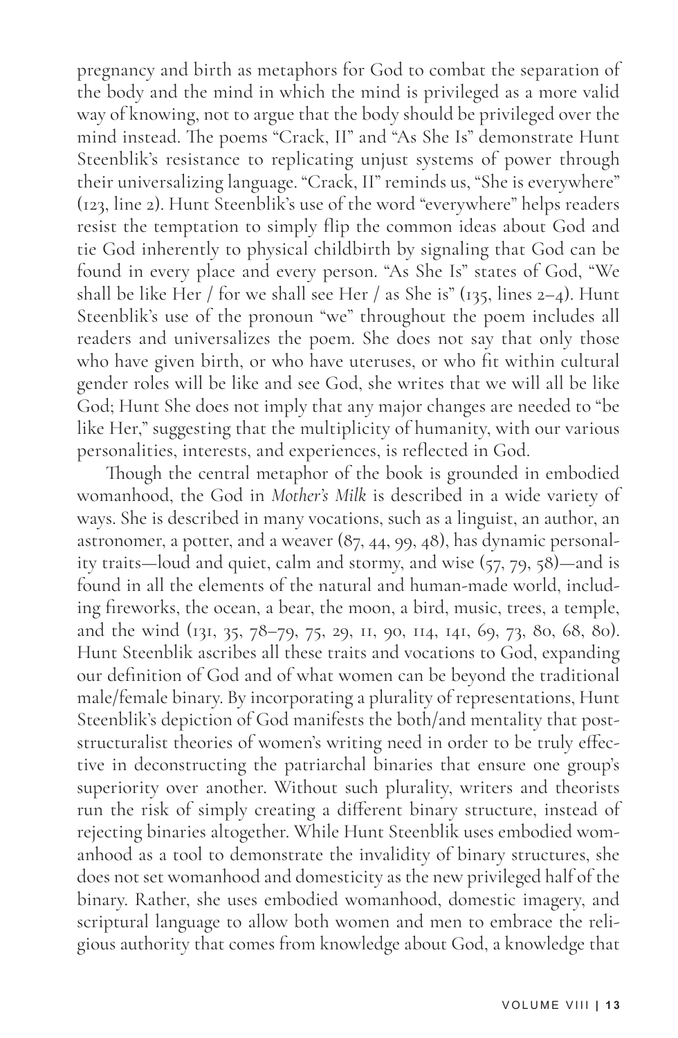pregnancy and birth as metaphors for God to combat the separation of the body and the mind in which the mind is privileged as a more valid way of knowing, not to argue that the body should be privileged over the mind instead. The poems "Crack, II" and "As She Is" demonstrate Hunt Steenblik's resistance to replicating unjust systems of power through their universalizing language. "Crack, II" reminds us, "She is everywhere" (123, line 2). Hunt Steenblik's use of the word "everywhere" helps readers resist the temptation to simply flip the common ideas about God and tie God inherently to physical childbirth by signaling that God can be found in every place and every person. "As She Is" states of God, "We shall be like Her / for we shall see Her / as She is" (135, lines 2–4). Hunt Steenblik's use of the pronoun "we" throughout the poem includes all readers and universalizes the poem. She does not say that only those who have given birth, or who have uteruses, or who fit within cultural gender roles will be like and see God, she writes that we will all be like God; Hunt She does not imply that any major changes are needed to "be like Her," suggesting that the multiplicity of humanity, with our various personalities, interests, and experiences, is reflected in God.

Though the central metaphor of the book is grounded in embodied womanhood, the God in *Mother's Milk* is described in a wide variety of ways. She is described in many vocations, such as a linguist, an author, an astronomer, a potter, and a weaver (87, 44, 99, 48), has dynamic personality traits—loud and quiet, calm and stormy, and wise (57, 79, 58)—and is found in all the elements of the natural and human-made world, including fireworks, the ocean, a bear, the moon, a bird, music, trees, a temple, and the wind (131, 35, 78–79, 75, 29, 11, 90, 114, 141, 69, 73, 80, 68, 80). Hunt Steenblik ascribes all these traits and vocations to God, expanding our definition of God and of what women can be beyond the traditional male/female binary. By incorporating a plurality of representations, Hunt Steenblik's depiction of God manifests the both/and mentality that post-structuralist theories of women's writing need in order to be truly effective in deconstructing the patriarchal binaries that ensure one group's superiority over another. Without such plurality, writers and theorists run the risk of simply creating a different binary structure, instead of rejecting binaries altogether. While Hunt Steenblik uses embodied womanhood as a tool to demonstrate the invalidity of binary structures, she does not set womanhood and domesticity as the new privileged half of the binary. Rather, she uses embodied womanhood, domestic imagery, and scriptural language to allow both women and men to embrace the religious authority that comes from knowledge about God, a knowledge that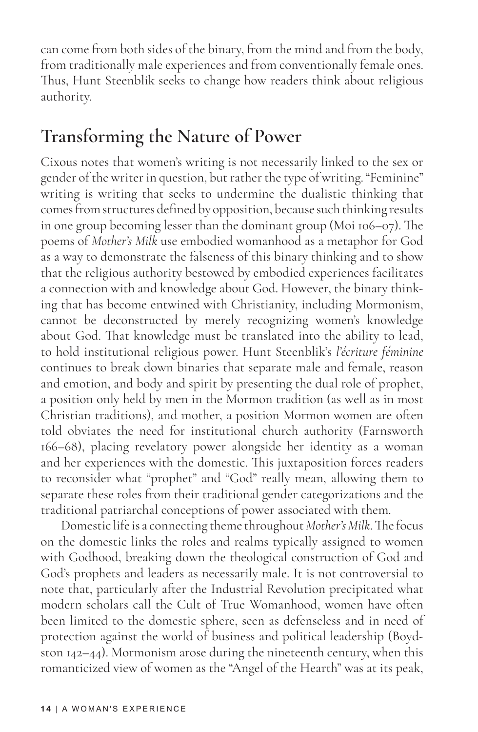can come from both sides of the binary, from the mind and from the body, from traditionally male experiences and from conventionally female ones. Thus, Hunt Steenblik seeks to change how readers think about religious authority.

## Transforming the Nature of Power

Cixous notes that women's writing is not necessarily linked to the sex or gender of the writer in question, but rather the type of writing. "Feminine" writing is writing that seeks to undermine the dualistic thinking that comes from structures defined by opposition, because such thinking results in one group becoming lesser than the dominant group (Moi 106–07). The poems of *Mother's Milk* use embodied womanhood as a metaphor for God as a way to demonstrate the falseness of this binary thinking and to show that the religious authority bestowed by embodied experiences facilitates a connection with and knowledge about God. However, the binary thinking that has become entwined with Christianity, including Mormonism, cannot be deconstructed by merely recognizing women's knowledge about God. That knowledge must be translated into the ability to lead, to hold institutional religious power. Hunt Steenblik's *l'écriture féminine* continues to break down binaries that separate male and female, reason and emotion, and body and spirit by presenting the dual role of prophet, a position only held by men in the Mormon tradition (as well as in most Christian traditions), and mother, a position Mormon women are often told obviates the need for institutional church authority (Farnsworth 166–68), placing revelatory power alongside her identity as a woman and her experiences with the domestic. This juxtaposition forces readers to reconsider what "prophet" and "God" really mean, allowing them to separate these roles from their traditional gender categorizations and the traditional patriarchal conceptions of power associated with them.

Domestic life is a connecting theme throughout *Mother's Milk*. The focus on the domestic links the roles and realms typically assigned to women with Godhood, breaking down the theological construction of God and God's prophets and leaders as necessarily male. It is not controversial to note that, particularly after the Industrial Revolution precipitated what modern scholars call the Cult of True Womanhood, women have often been limited to the domestic sphere, seen as defenseless and in need of protection against the world of business and political leadership (Boydston 142–44). Mormonism arose during the nineteenth century, when this romanticized view of women as the "Angel of the Hearth" was at its peak,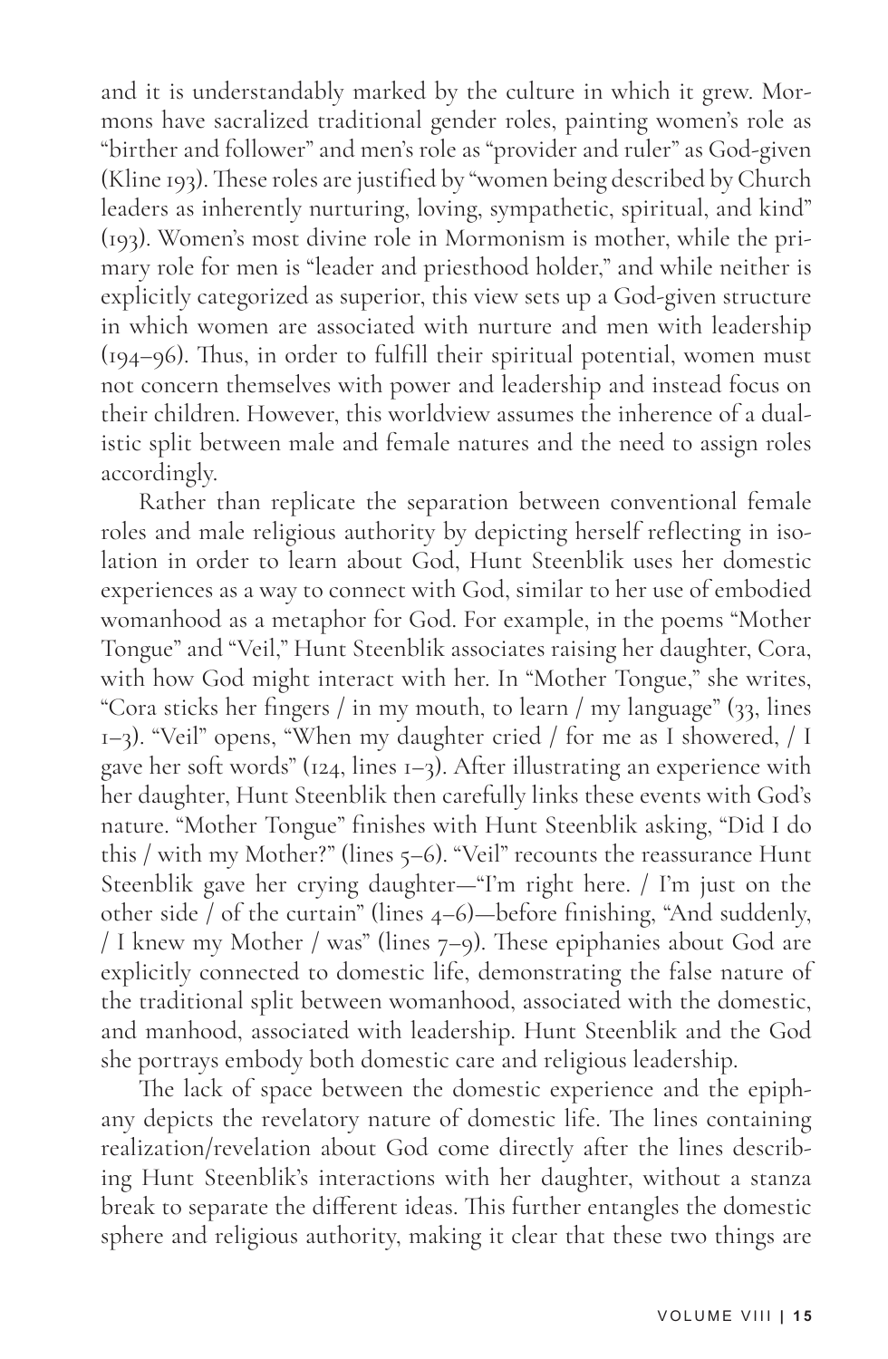and it is understandably marked by the culture in which it grew. Mormons have sacralized traditional gender roles, painting women's role as "birther and follower" and men's role as "provider and ruler" as God-given (Kline 193). These roles are justified by "women being described by Church leaders as inherently nurturing, loving, sympathetic, spiritual, and kind" (193). Women's most divine role in Mormonism is mother, while the primary role for men is "leader and priesthood holder," and while neither is explicitly categorized as superior, this view sets up a God-given structure in which women are associated with nurture and men with leadership (194–96). Thus, in order to fulfill their spiritual potential, women must not concern themselves with power and leadership and instead focus on their children. However, this worldview assumes the inherence of a dualistic split between male and female natures and the need to assign roles accordingly.

Rather than replicate the separation between conventional female roles and male religious authority by depicting herself reflecting in isolation in order to learn about God, Hunt Steenblik uses her domestic experiences as a way to connect with God, similar to her use of embodied womanhood as a metaphor for God. For example, in the poems "Mother Tongue" and "Veil," Hunt Steenblik associates raising her daughter, Cora, with how God might interact with her. In "Mother Tongue," she writes, "Cora sticks her fingers / in my mouth, to learn / my language" (33, lines 1–3). "Veil" opens, "When my daughter cried / for me as I showered, / I gave her soft words" (124, lines 1–3). After illustrating an experience with her daughter, Hunt Steenblik then carefully links these events with God's nature. "Mother Tongue" finishes with Hunt Steenblik asking, "Did I do this / with my Mother?" (lines 5–6). "Veil" recounts the reassurance Hunt Steenblik gave her crying daughter—"I'm right here. / I'm just on the other side / of the curtain" (lines 4–6)—before finishing, "And suddenly, / I knew my Mother / was" (lines 7–9). These epiphanies about God are explicitly connected to domestic life, demonstrating the false nature of the traditional split between womanhood, associated with the domestic, and manhood, associated with leadership. Hunt Steenblik and the God she portrays embody both domestic care and religious leadership.

The lack of space between the domestic experience and the epiphany depicts the revelatory nature of domestic life. The lines containing realization/revelation about God come directly after the lines describing Hunt Steenblik's interactions with her daughter, without a stanza break to separate the different ideas. This further entangles the domestic sphere and religious authority, making it clear that these two things are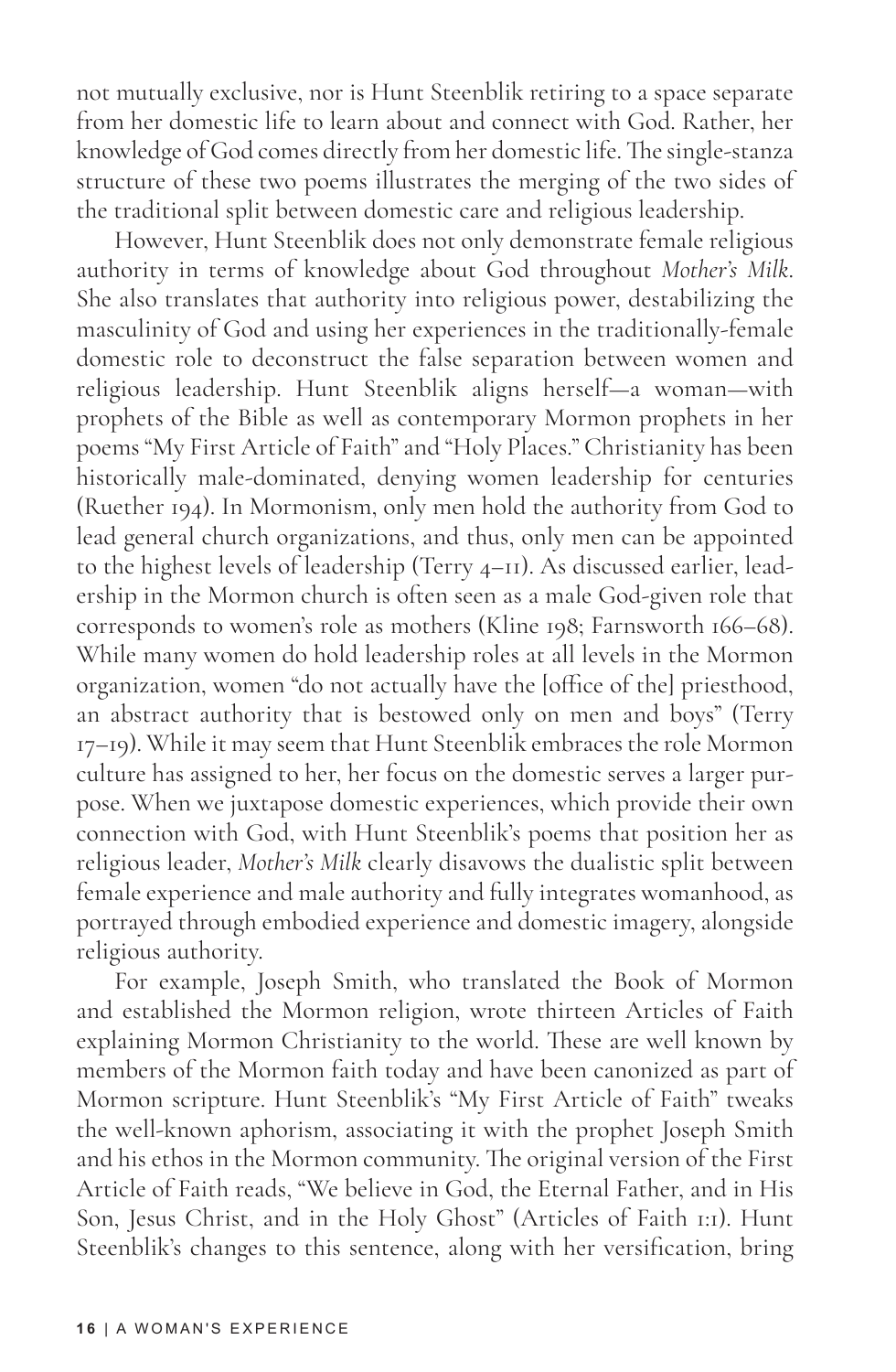not mutually exclusive, nor is Hunt Steenblik retiring to a space separate from her domestic life to learn about and connect with God. Rather, her knowledge of God comes directly from her domestic life. The single-stanza structure of these two poems illustrates the merging of the two sides of the traditional split between domestic care and religious leadership.

However, Hunt Steenblik does not only demonstrate female religious authority in terms of knowledge about God throughout *Mother's Milk*. She also translates that authority into religious power, destabilizing the masculinity of God and using her experiences in the traditionally-female domestic role to deconstruct the false separation between women and religious leadership. Hunt Steenblik aligns herself—a woman—with prophets of the Bible as well as contemporary Mormon prophets in her poems "My First Article of Faith" and "Holy Places." Christianity has been historically male-dominated, denying women leadership for centuries (Ruether 194). In Mormonism, only men hold the authority from God to lead general church organizations, and thus, only men can be appointed to the highest levels of leadership (Terry 4–11). As discussed earlier, leadership in the Mormon church is often seen as a male God-given role that corresponds to women's role as mothers (Kline 198; Farnsworth 166–68). While many women do hold leadership roles at all levels in the Mormon organization, women "do not actually have the [office of the] priesthood, an abstract authority that is bestowed only on men and boys" (Terry 17–19). While it may seem that Hunt Steenblik embraces the role Mormon culture has assigned to her, her focus on the domestic serves a larger purpose. When we juxtapose domestic experiences, which provide their own connection with God, with Hunt Steenblik's poems that position her as religious leader, *Mother's Milk* clearly disavows the dualistic split between female experience and male authority and fully integrates womanhood, as portrayed through embodied experience and domestic imagery, alongside religious authority.

For example, Joseph Smith, who translated the Book of Mormon and established the Mormon religion, wrote thirteen Articles of Faith explaining Mormon Christianity to the world. These are well known by members of the Mormon faith today and have been canonized as part of Mormon scripture. Hunt Steenblik's "My First Article of Faith" tweaks the well-known aphorism, associating it with the prophet Joseph Smith and his ethos in the Mormon community. The original version of the First Article of Faith reads, "We believe in God, the Eternal Father, and in His Son, Jesus Christ, and in the Holy Ghost" (Articles of Faith 1:1). Hunt Steenblik's changes to this sentence, along with her versification, bring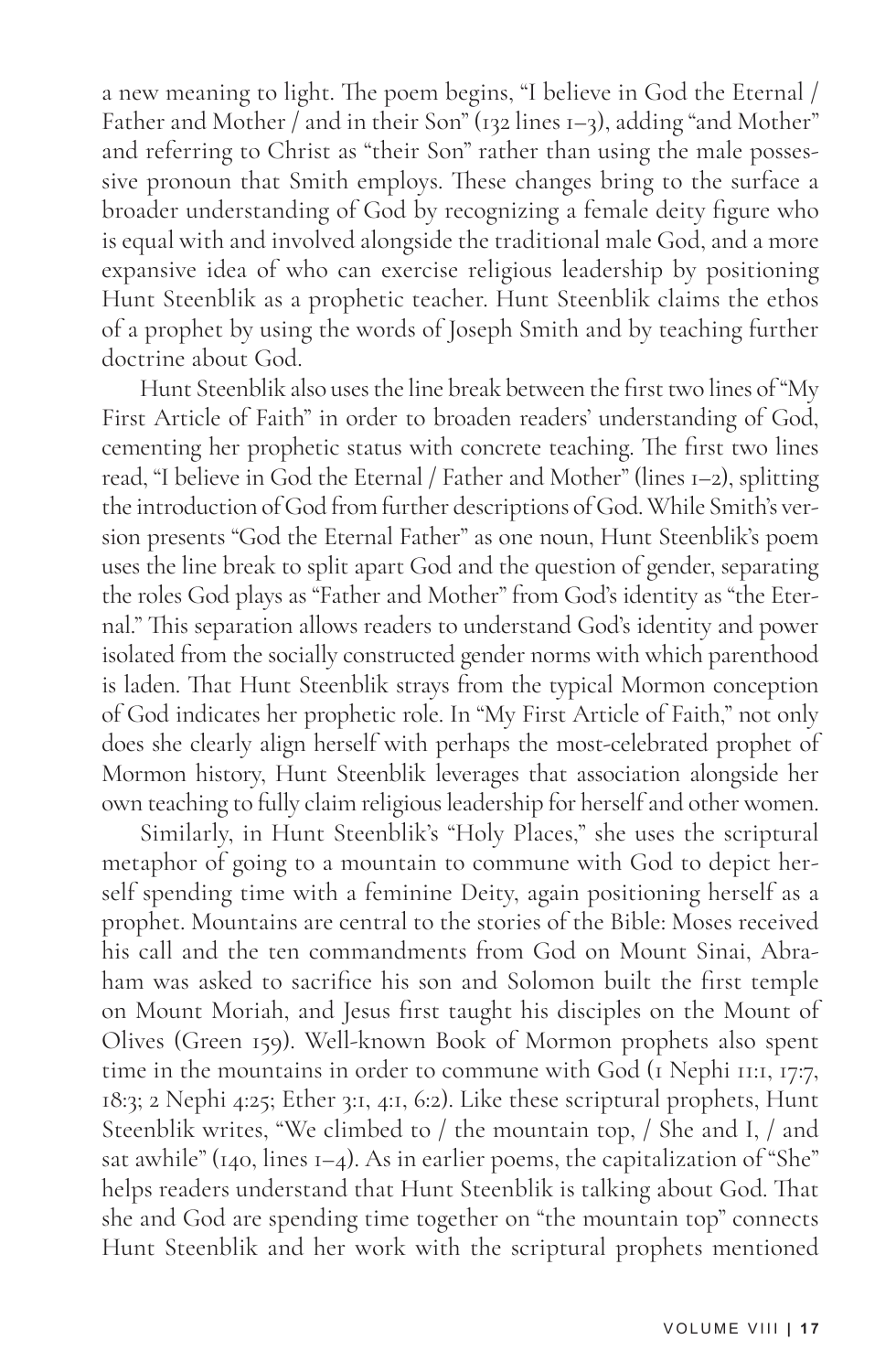a new meaning to light. The poem begins, "I believe in God the Eternal / Father and Mother / and in their Son" (132 lines 1–3), adding "and Mother" and referring to Christ as "their Son" rather than using the male possessive pronoun that Smith employs. These changes bring to the surface a broader understanding of God by recognizing a female deity figure who is equal with and involved alongside the traditional male God, and a more expansive idea of who can exercise religious leadership by positioning Hunt Steenblik as a prophetic teacher. Hunt Steenblik claims the ethos of a prophet by using the words of Joseph Smith and by teaching further doctrine about God.

Hunt Steenblik also uses the line break between the first two lines of "My First Article of Faith" in order to broaden readers' understanding of God, cementing her prophetic status with concrete teaching. The first two lines read, "I believe in God the Eternal / Father and Mother" (lines 1–2), splitting the introduction of God from further descriptions of God. While Smith's version presents "God the Eternal Father" as one noun, Hunt Steenblik's poem uses the line break to split apart God and the question of gender, separating the roles God plays as "Father and Mother" from God's identity as "the Eternal." This separation allows readers to understand God's identity and power isolated from the socially constructed gender norms with which parenthood is laden. That Hunt Steenblik strays from the typical Mormon conception of God indicates her prophetic role. In "My First Article of Faith," not only does she clearly align herself with perhaps the most-celebrated prophet of Mormon history, Hunt Steenblik leverages that association alongside her own teaching to fully claim religious leadership for herself and other women.

Similarly, in Hunt Steenblik's "Holy Places," she uses the scriptural metaphor of going to a mountain to commune with God to depict herself spending time with a feminine Deity, again positioning herself as a prophet. Mountains are central to the stories of the Bible: Moses received his call and the ten commandments from God on Mount Sinai, Abraham was asked to sacrifice his son and Solomon built the first temple on Mount Moriah, and Jesus first taught his disciples on the Mount of Olives (Green 159). Well-known Book of Mormon prophets also spent time in the mountains in order to commune with God (1 Nephi 11:1, 17:7, 18:3; 2 Nephi 4:25; Ether 3:1, 4:1, 6:2). Like these scriptural prophets, Hunt Steenblik writes, "We climbed to / the mountain top, / She and I, / and sat awhile" (140, lines 1–4). As in earlier poems, the capitalization of "She" helps readers understand that Hunt Steenblik is talking about God. That she and God are spending time together on "the mountain top" connects Hunt Steenblik and her work with the scriptural prophets mentioned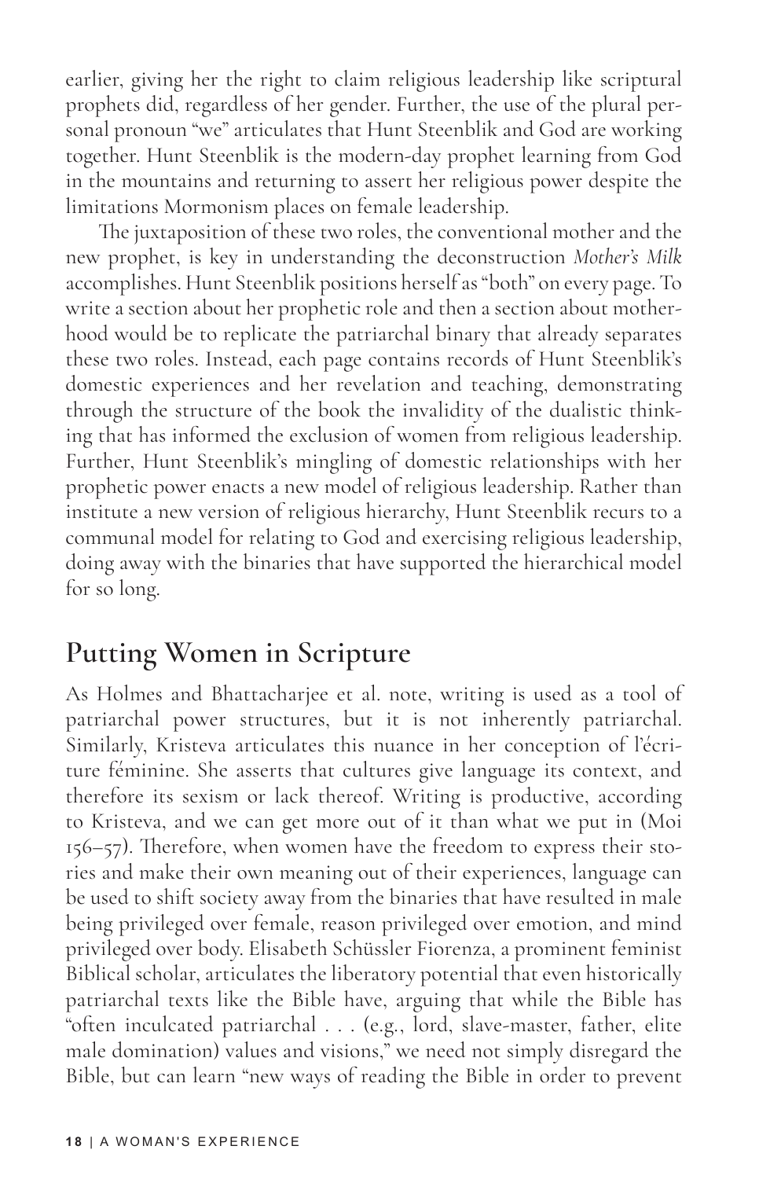earlier, giving her the right to claim religious leadership like scriptural prophets did, regardless of her gender. Further, the use of the plural personal pronoun "we" articulates that Hunt Steenblik and God are working together. Hunt Steenblik is the modern-day prophet learning from God in the mountains and returning to assert her religious power despite the limitations Mormonism places on female leadership.

The juxtaposition of these two roles, the conventional mother and the new prophet, is key in understanding the deconstruction *Mother's Milk* accomplishes. Hunt Steenblik positions herself as "both" on every page. To write a section about her prophetic role and then a section about motherhood would be to replicate the patriarchal binary that already separates these two roles. Instead, each page contains records of Hunt Steenblik's domestic experiences and her revelation and teaching, demonstrating through the structure of the book the invalidity of the dualistic thinking that has informed the exclusion of women from religious leadership. Further, Hunt Steenblik's mingling of domestic relationships with her prophetic power enacts a new model of religious leadership. Rather than institute a new version of religious hierarchy, Hunt Steenblik recurs to a communal model for relating to God and exercising religious leadership, doing away with the binaries that have supported the hierarchical model for so long.

## Putting Women in Scripture

As Holmes and Bhattacharjee et al. note, writing is used as a tool of patriarchal power structures, but it is not inherently patriarchal. Similarly, Kristeva articulates this nuance in her conception of l'écriture féminine. She asserts that cultures give language its context, and therefore its sexism or lack thereof. Writing is productive, according to Kristeva, and we can get more out of it than what we put in (Moi 156–57). Therefore, when women have the freedom to express their stories and make their own meaning out of their experiences, language can be used to shift society away from the binaries that have resulted in male being privileged over female, reason privileged over emotion, and mind privileged over body. Elisabeth Schüssler Fiorenza, a prominent feminist Biblical scholar, articulates the liberatory potential that even historically patriarchal texts like the Bible have, arguing that while the Bible has "often inculcated patriarchal . . . (e.g., lord, slave-master, father, elite male domination) values and visions," we need not simply disregard the Bible, but can learn "new ways of reading the Bible in order to prevent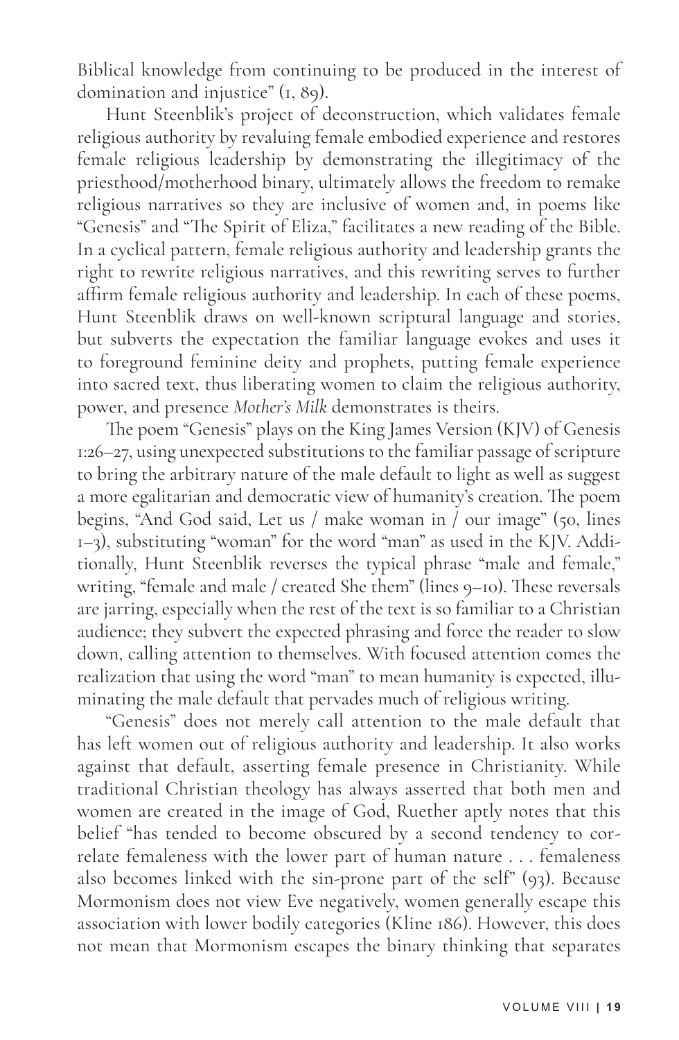Biblical knowledge from continuing to be produced in the interest of domination and injustice" (1, 89).

Hunt Steenblik's project of deconstruction, which validates female religious authority by revaluing female embodied experience and restores female religious leadership by demonstrating the illegitimacy of the priesthood/motherhood binary, ultimately allows the freedom to remake religious narratives so they are inclusive of women and, in poems like "Genesis" and "The Spirit of Eliza," facilitates a new reading of the Bible. In a cyclical pattern, female religious authority and leadership grants the right to rewrite religious narratives, and this rewriting serves to further affirm female religious authority and leadership. In each of these poems, Hunt Steenblik draws on well-known scriptural language and stories, but subverts the expectation the familiar language evokes and uses it to foreground feminine deity and prophets, putting female experience into sacred text, thus liberating women to claim the religious authority, power, and presence *Mother's Milk* demonstrates is theirs.

The poem "Genesis" plays on the King James Version (KJV) of Genesis 1:26–27, using unexpected substitutions to the familiar passage of scripture to bring the arbitrary nature of the male default to light as well as suggest a more egalitarian and democratic view of humanity's creation. The poem begins, "And God said, Let us / make woman in / our image" (50, lines 1–3), substituting "woman" for the word "man" as used in the KJV. Additionally, Hunt Steenblik reverses the typical phrase "male and female," writing, "female and male / created She them" (lines 9–10). These reversals are jarring, especially when the rest of the text is so familiar to a Christian audience; they subvert the expected phrasing and force the reader to slow down, calling attention to themselves. With focused attention comes the realization that using the word "man" to mean humanity is expected, illuminating the male default that pervades much of religious writing.

"Genesis" does not merely call attention to the male default that has left women out of religious authority and leadership. It also works against that default, asserting female presence in Christianity. While traditional Christian theology has always asserted that both men and women are created in the image of God, Ruether aptly notes that this belief "has tended to become obscured by a second tendency to correlate femaleness with the lower part of human nature . . . femaleness also becomes linked with the sin-prone part of the self" (93). Because Mormonism does not view Eve negatively, women generally escape this association with lower bodily categories (Kline 186). However, this does not mean that Mormonism escapes the binary thinking that separates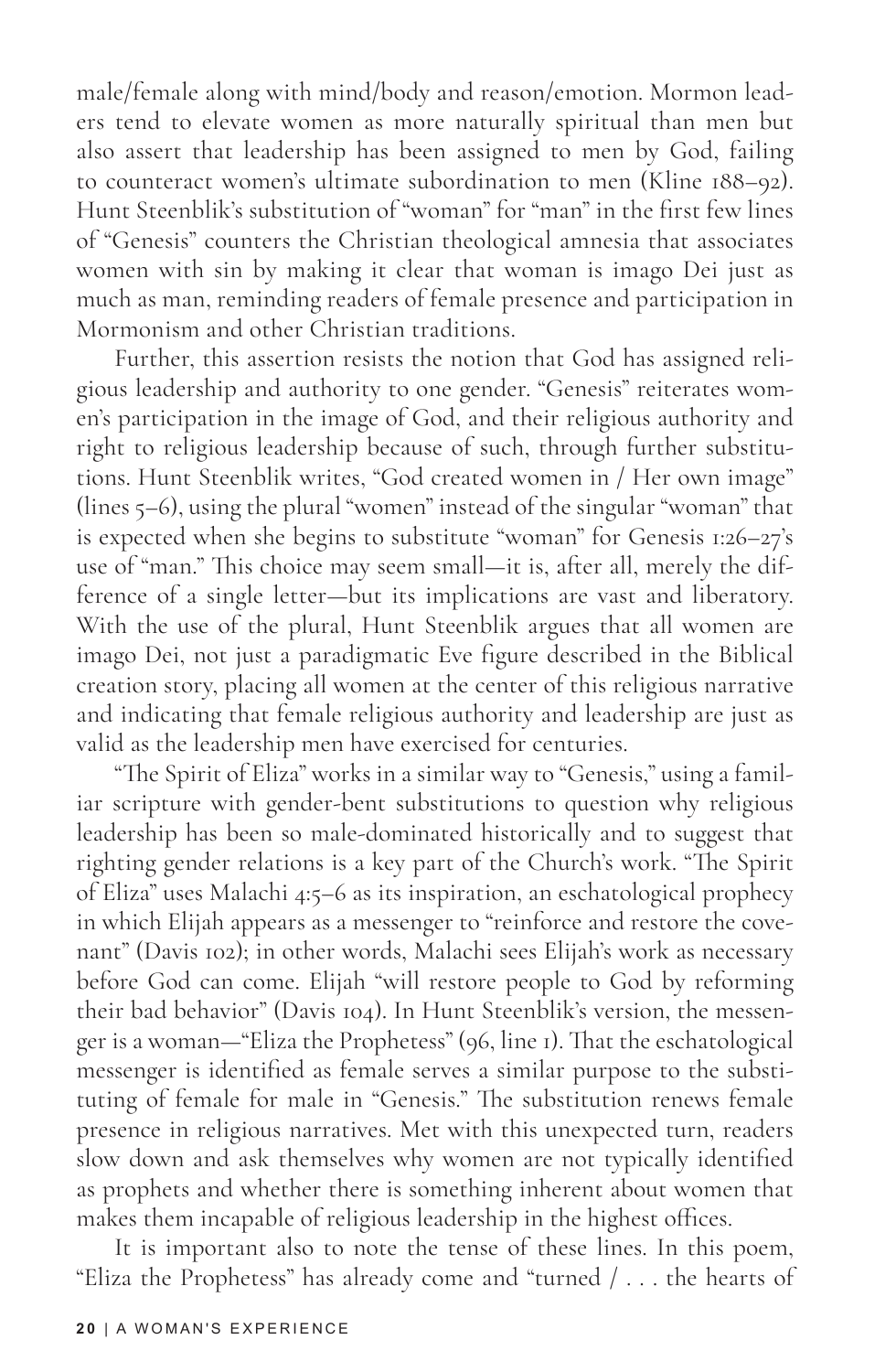male/female along with mind/body and reason/emotion. Mormon leaders tend to elevate women as more naturally spiritual than men but also assert that leadership has been assigned to men by God, failing to counteract women's ultimate subordination to men (Kline 188–92). Hunt Steenblik's substitution of "woman" for "man" in the first few lines of "Genesis" counters the Christian theological amnesia that associates women with sin by making it clear that woman is imago Dei just as much as man, reminding readers of female presence and participation in Mormonism and other Christian traditions.

Further, this assertion resists the notion that God has assigned religious leadership and authority to one gender. "Genesis" reiterates women's participation in the image of God, and their religious authority and right to religious leadership because of such, through further substitutions. Hunt Steenblik writes, "God created women in / Her own image" (lines 5–6), using the plural "women" instead of the singular "woman" that is expected when she begins to substitute "woman" for Genesis 1:26–27's use of "man." This choice may seem small—it is, after all, merely the difference of a single letter—but its implications are vast and liberatory. With the use of the plural, Hunt Steenblik argues that all women are imago Dei, not just a paradigmatic Eve figure described in the Biblical creation story, placing all women at the center of this religious narrative and indicating that female religious authority and leadership are just as valid as the leadership men have exercised for centuries.

"The Spirit of Eliza" works in a similar way to "Genesis," using a familiar scripture with gender-bent substitutions to question why religious leadership has been so male-dominated historically and to suggest that righting gender relations is a key part of the Church's work. "The Spirit of Eliza" uses Malachi 4:5–6 as its inspiration, an eschatological prophecy in which Elijah appears as a messenger to "reinforce and restore the covenant" (Davis 102); in other words, Malachi sees Elijah's work as necessary before God can come. Elijah "will restore people to God by reforming their bad behavior" (Davis 104). In Hunt Steenblik's version, the messenger is a woman—"Eliza the Prophetess" (96, line 1). That the eschatological messenger is identified as female serves a similar purpose to the substituting of female for male in "Genesis." The substitution renews female presence in religious narratives. Met with this unexpected turn, readers slow down and ask themselves why women are not typically identified as prophets and whether there is something inherent about women that makes them incapable of religious leadership in the highest offices.

It is important also to note the tense of these lines. In this poem, "Eliza the Prophetess" has already come and "turned / . . . the hearts of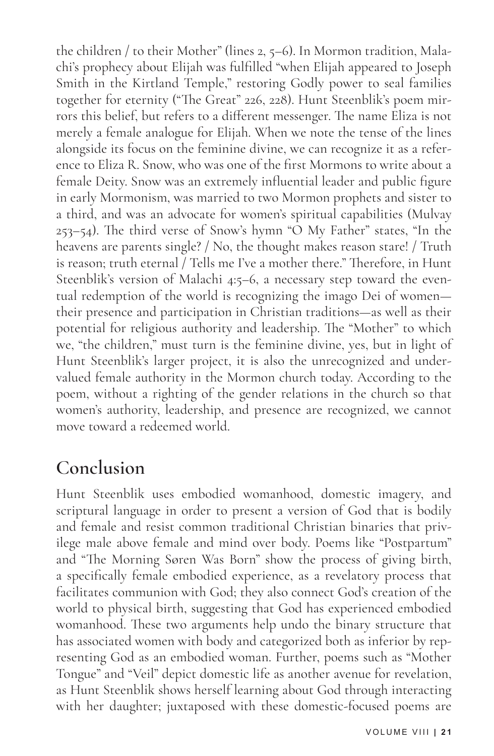the children / to their Mother" (lines 2, 5–6). In Mormon tradition, Malachi's prophecy about Elijah was fulfilled "when Elijah appeared to Joseph Smith in the Kirtland Temple," restoring Godly power to seal families together for eternity ("The Great" 226, 228). Hunt Steenblik's poem mirrors this belief, but refers to a different messenger. The name Eliza is not merely a female analogue for Elijah. When we note the tense of the lines alongside its focus on the feminine divine, we can recognize it as a reference to Eliza R. Snow, who was one of the first Mormons to write about a female Deity. Snow was an extremely influential leader and public figure in early Mormonism, was married to two Mormon prophets and sister to a third, and was an advocate for women's spiritual capabilities (Mulvay 253–54). The third verse of Snow's hymn "O My Father" states, "In the heavens are parents single? / No, the thought makes reason stare! / Truth is reason; truth eternal / Tells me I've a mother there." Therefore, in Hunt Steenblik's version of Malachi 4:5–6, a necessary step toward the eventual redemption of the world is recognizing the imago Dei of women—their presence and participation in Christian traditions—as well as their potential for religious authority and leadership. The "Mother" to which we, "the children," must turn is the feminine divine, yes, but in light of Hunt Steenblik's larger project, it is also the unrecognized and undervalued female authority in the Mormon church today. According to the poem, without a righting of the gender relations in the church so that women's authority, leadership, and presence are recognized, we cannot move toward a redeemed world.

## Conclusion

Hunt Steenblik uses embodied womanhood, domestic imagery, and scriptural language in order to present a version of God that is bodily and female and resist common traditional Christian binaries that privilege male above female and mind over body. Poems like "Postpartum" and "The Morning Søren Was Born" show the process of giving birth, a specifically female embodied experience, as a revelatory process that facilitates communion with God; they also connect God's creation of the world to physical birth, suggesting that God has experienced embodied womanhood. These two arguments help undo the binary structure that has associated women with body and categorized both as inferior by representing God as an embodied woman. Further, poems such as "Mother Tongue" and "Veil" depict domestic life as another avenue for revelation, as Hunt Steenblik shows herself learning about God through interacting with her daughter; juxtaposed with these domestic-focused poems are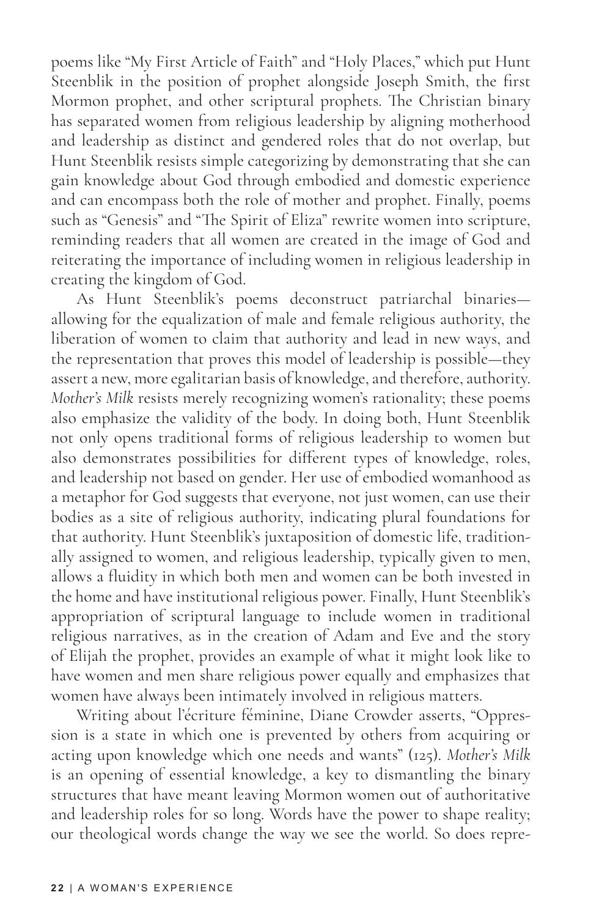poems like "My First Article of Faith" and "Holy Places," which put Hunt Steenblik in the position of prophet alongside Joseph Smith, the first Mormon prophet, and other scriptural prophets. The Christian binary has separated women from religious leadership by aligning motherhood and leadership as distinct and gendered roles that do not overlap, but Hunt Steenblik resists simple categorizing by demonstrating that she can gain knowledge about God through embodied and domestic experience and can encompass both the role of mother and prophet. Finally, poems such as "Genesis" and "The Spirit of Eliza" rewrite women into scripture, reminding readers that all women are created in the image of God and reiterating the importance of including women in religious leadership in creating the kingdom of God.

As Hunt Steenblik's poems deconstruct patriarchal binaries—allowing for the equalization of male and female religious authority, the liberation of women to claim that authority and lead in new ways, and the representation that proves this model of leadership is possible—they assert a new, more egalitarian basis of knowledge, and therefore, authority. *Mother's Milk* resists merely recognizing women's rationality; these poems also emphasize the validity of the body. In doing both, Hunt Steenblik not only opens traditional forms of religious leadership to women but also demonstrates possibilities for different types of knowledge, roles, and leadership not based on gender. Her use of embodied womanhood as a metaphor for God suggests that everyone, not just women, can use their bodies as a site of religious authority, indicating plural foundations for that authority. Hunt Steenblik's juxtaposition of domestic life, traditionally assigned to women, and religious leadership, typically given to men, allows a fluidity in which both men and women can be both invested in the home and have institutional religious power. Finally, Hunt Steenblik's appropriation of scriptural language to include women in traditional religious narratives, as in the creation of Adam and Eve and the story of Elijah the prophet, provides an example of what it might look like to have women and men share religious power equally and emphasizes that women have always been intimately involved in religious matters.

Writing about l'écriture féminine, Diane Crowder asserts, "Oppression is a state in which one is prevented by others from acquiring or acting upon knowledge which one needs and wants" (125). *Mother's Milk* is an opening of essential knowledge, a key to dismantling the binary structures that have meant leaving Mormon women out of authoritative and leadership roles for so long. Words have the power to shape reality; our theological words change the way we see the world. So does repre-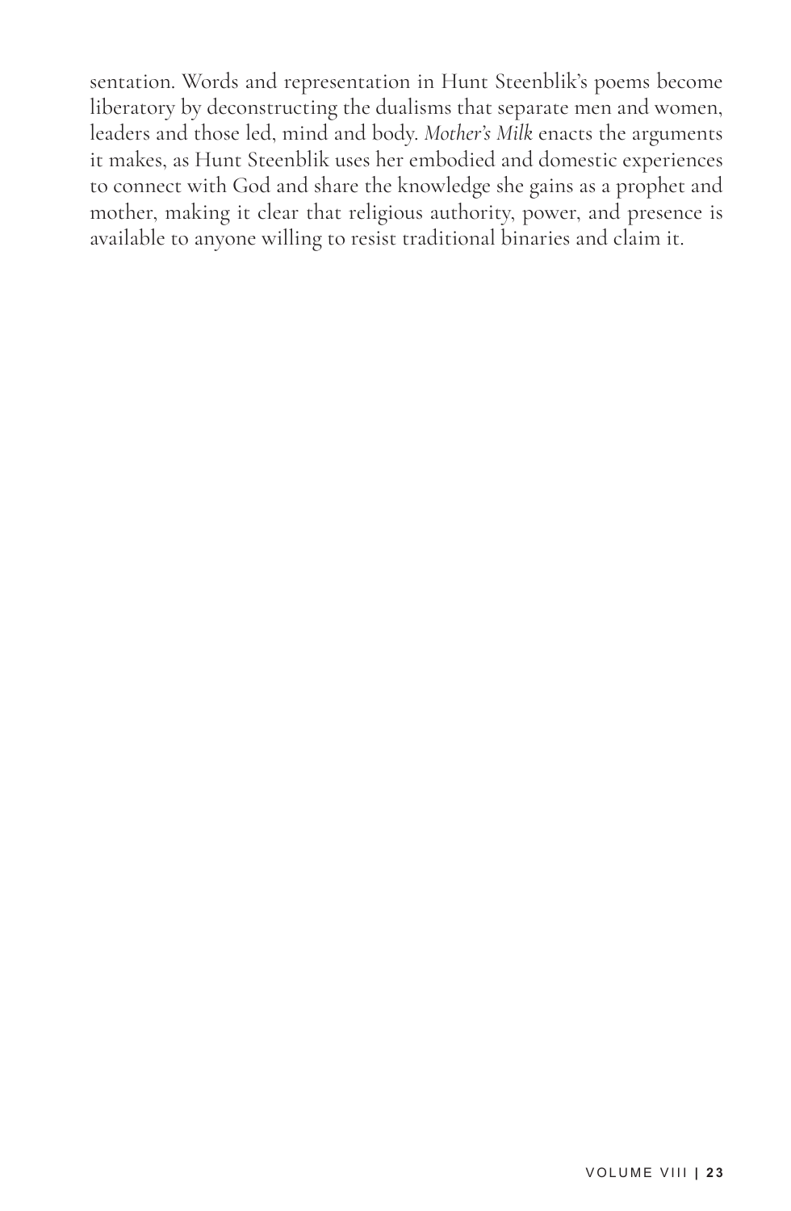sentation. Words and representation in Hunt Steenblik's poems become liberatory by deconstructing the dualisms that separate men and women, leaders and those led, mind and body. *Mother's Milk* enacts the arguments it makes, as Hunt Steenblik uses her embodied and domestic experiences to connect with God and share the knowledge she gains as a prophet and mother, making it clear that religious authority, power, and presence is available to anyone willing to resist traditional binaries and claim it.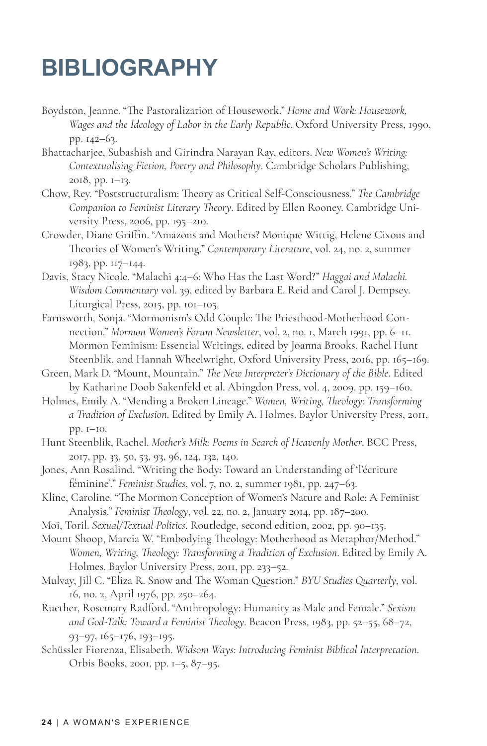# BIBLIOGRAPHY

Boydston, Jeanne. "The Pastoralization of Housework." *Home and Work: Housework, Wages and the Ideology of Labor in the Early Republic*. Oxford University Press, 1990, pp. 142–63.

Bhattacharjee, Subashish and Girindra Narayan Ray, editors. *New Women's Writing: Contextualising Fiction, Poetry and Philosophy*. Cambridge Scholars Publishing, 2018, pp. 1–13.

Chow, Rey. "Poststructuralism: Theory as Critical Self-Consciousness." *The Cambridge Companion to Feminist Literary Theory*. Edited by Ellen Rooney. Cambridge University Press, 2006, pp. 195–210.

Crowder, Diane Griffin. "Amazons and Mothers? Monique Wittig, Helene Cixous and Theories of Women's Writing." *Contemporary Literature*, vol. 24, no. 2, summer 1983, pp. 117–144.

Davis, Stacy Nicole. "Malachi 4:4–6: Who Has the Last Word?" *Haggai and Malachi. Wisdom Commentary* vol. 39, edited by Barbara E. Reid and Carol J. Dempsey. Liturgical Press, 2015, pp. 101–105.

Farnsworth, Sonja. "Mormonism's Odd Couple: The Priesthood-Motherhood Connection." *Mormon Women's Forum Newsletter*, vol. 2, no. 1, March 1991, pp. 6–11. Mormon Feminism: Essential Writings, edited by Joanna Brooks, Rachel Hunt Steenblik, and Hannah Wheelwright, Oxford University Press, 2016, pp. 165–169.

Green, Mark D. "Mount, Mountain." *The New Interpreter's Dictionary of the Bible*. Edited by Katharine Doob Sakenfeld et al. Abingdon Press, vol. 4, 2009, pp. 159–160.

Holmes, Emily A. "Mending a Broken Lineage." *Women, Writing, Theology: Transforming a Tradition of Exclusion*. Edited by Emily A. Holmes. Baylor University Press, 2011, pp. 1–10.

Hunt Steenblik, Rachel. *Mother's Milk: Poems in Search of Heavenly Mother*. BCC Press, 2017, pp. 33, 50, 53, 93, 96, 124, 132, 140.

Jones, Ann Rosalind. "Writing the Body: Toward an Understanding of 'l'écriture féminine'." *Feminist Studies*, vol. 7, no. 2, summer 1981, pp. 247–63.

Kline, Caroline. "The Mormon Conception of Women's Nature and Role: A Feminist Analysis." *Feminist Theology*, vol. 22, no. 2, January 2014, pp. 187–200.

Moi, Toril. *Sexual/Textual Politics*. Routledge, second edition, 2002, pp. 90–135.

Mount Shoop, Marcia W. "Embodying Theology: Motherhood as Metaphor/Method." *Women, Writing, Theology: Transforming a Tradition of Exclusion*. Edited by Emily A. Holmes. Baylor University Press, 2011, pp. 233–52.

Mulvay, Jill C. "Eliza R. Snow and The Woman Question." *BYU Studies Quarterly*, vol. 16, no. 2, April 1976, pp. 250–264.

Ruether, Rosemary Radford. "Anthropology: Humanity as Male and Female." *Sexism and God-Talk: Toward a Feminist Theology*. Beacon Press, 1983, pp. 52–55, 68–72, 93–97, 165–176, 193–195.

Schüssler Fiorenza, Elisabeth. *Widsom Ways: Introducing Feminist Biblical Interpretation*. Orbis Books, 2001, pp. 1–5, 87–95.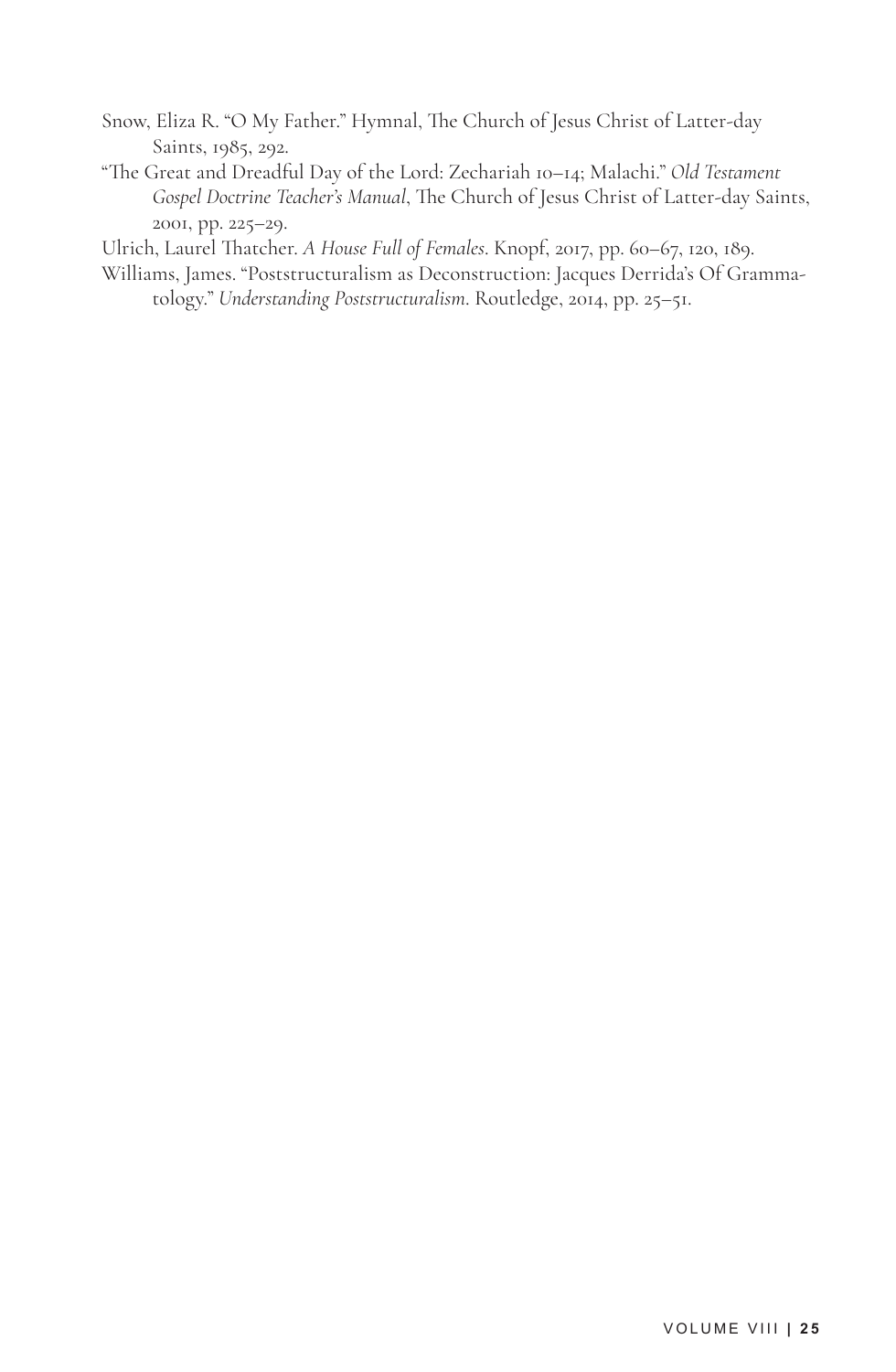Snow, Eliza R. "O My Father." Hymnal, The Church of Jesus Christ of Latter-day Saints, 1985, 292.

"The Great and Dreadful Day of the Lord: Zechariah 10–14; Malachi." *Old Testament Gospel Doctrine Teacher's Manual*, The Church of Jesus Christ of Latter-day Saints, 2001, pp. 225–29.

Ulrich, Laurel Thatcher. *A House Full of Females*. Knopf, 2017, pp. 60–67, 120, 189.

Williams, James. "Poststructuralism as Deconstruction: Jacques Derrida's Of Grammatology." *Understanding Poststructuralism*. Routledge, 2014, pp. 25–51.